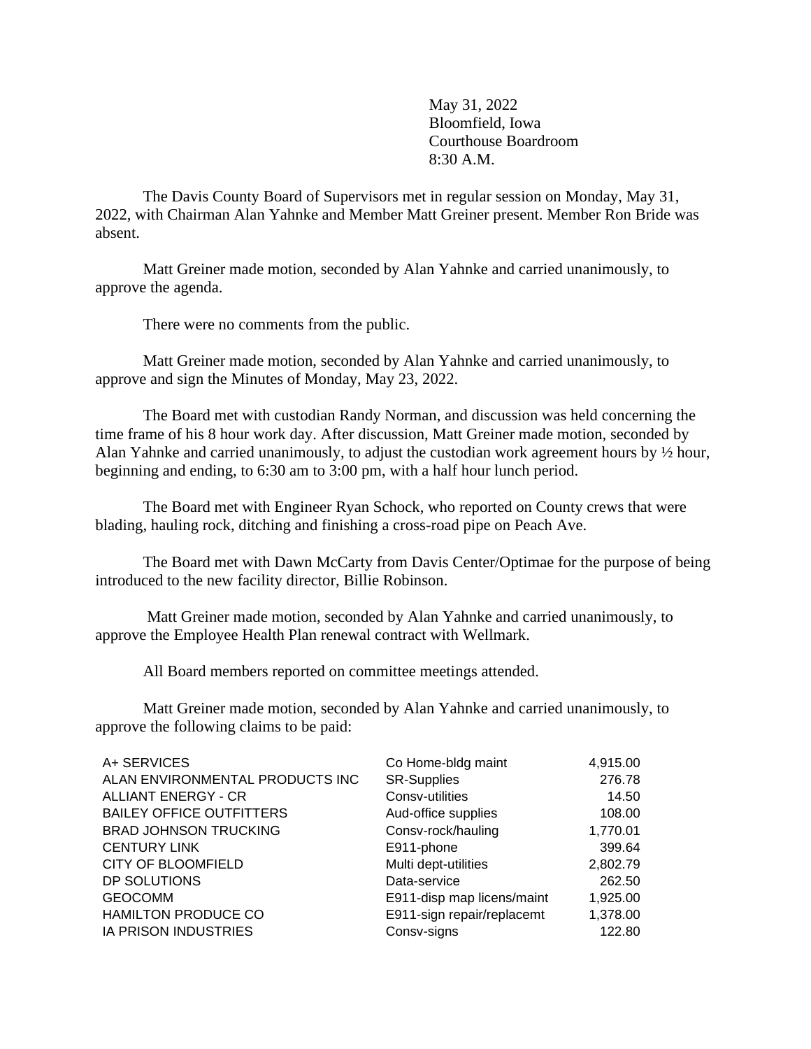May 31, 2022
Bloomfield, Iowa
Courthouse Boardroom
8:30 A.M.

The Davis County Board of Supervisors met in regular session on Monday, May 31, 2022, with Chairman Alan Yahnke and Member Matt Greiner present. Member Ron Bride was absent.

Matt Greiner made motion, seconded by Alan Yahnke and carried unanimously, to approve the agenda.

There were no comments from the public.

Matt Greiner made motion, seconded by Alan Yahnke and carried unanimously, to approve and sign the Minutes of Monday, May 23, 2022.

The Board met with custodian Randy Norman, and discussion was held concerning the time frame of his 8 hour work day. After discussion, Matt Greiner made motion, seconded by Alan Yahnke and carried unanimously, to adjust the custodian work agreement hours by ½ hour, beginning and ending, to 6:30 am to 3:00 pm, with a half hour lunch period.

The Board met with Engineer Ryan Schock, who reported on County crews that were blading, hauling rock, ditching and finishing a cross-road pipe on Peach Ave.

The Board met with Dawn McCarty from Davis Center/Optimae for the purpose of being introduced to the new facility director, Billie Robinson.

Matt Greiner made motion, seconded by Alan Yahnke and carried unanimously, to approve the Employee Health Plan renewal contract with Wellmark.

All Board members reported on committee meetings attended.

Matt Greiner made motion, seconded by Alan Yahnke and carried unanimously, to approve the following claims to be paid:

| | | |
|---|---|---|
| A+ SERVICES | Co Home-bldg maint | 4,915.00 |
| ALAN ENVIRONMENTAL PRODUCTS INC | SR-Supplies | 276.78 |
| ALLIANT ENERGY - CR | Consv-utilities | 14.50 |
| BAILEY OFFICE OUTFITTERS | Aud-office supplies | 108.00 |
| BRAD JOHNSON TRUCKING | Consv-rock/hauling | 1,770.01 |
| CENTURY LINK | E911-phone | 399.64 |
| CITY OF BLOOMFIELD | Multi dept-utilities | 2,802.79 |
| DP SOLUTIONS | Data-service | 262.50 |
| GEOCOMM | E911-disp map licens/maint | 1,925.00 |
| HAMILTON PRODUCE CO | E911-sign repair/replacemt | 1,378.00 |
| IA PRISON INDUSTRIES | Consv-signs | 122.80 |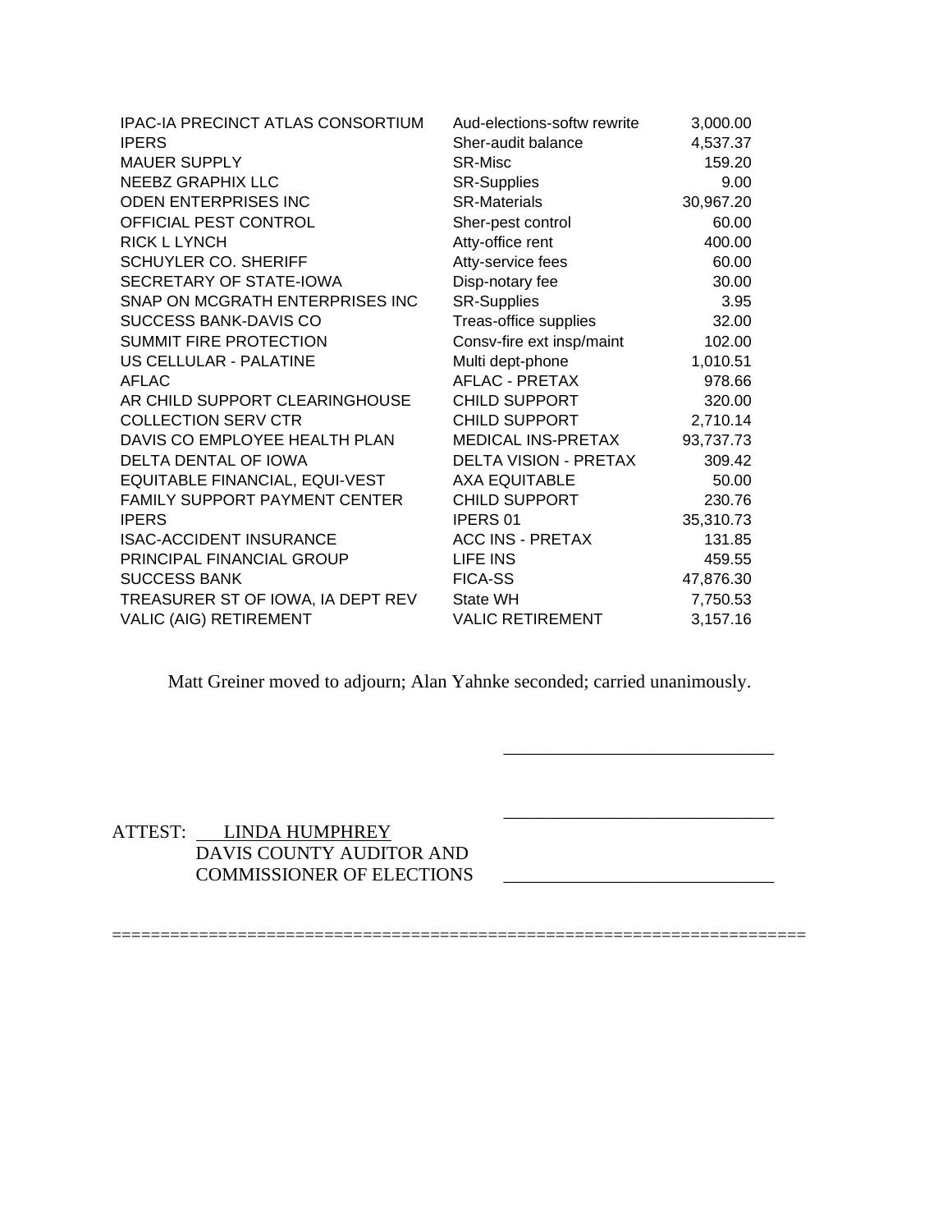| | | |
|---|---|---|
| IPAC-IA PRECINCT ATLAS CONSORTIUM | Aud-elections-softw rewrite | 3,000.00 |
| IPERS | Sher-audit balance | 4,537.37 |
| MAUER SUPPLY | SR-Misc | 159.20 |
| NEEBZ GRAPHIX LLC | SR-Supplies | 9.00 |
| ODEN ENTERPRISES INC | SR-Materials | 30,967.20 |
| OFFICIAL PEST CONTROL | Sher-pest control | 60.00 |
| RICK L LYNCH | Atty-office rent | 400.00 |
| SCHUYLER CO. SHERIFF | Atty-service fees | 60.00 |
| SECRETARY OF STATE-IOWA | Disp-notary fee | 30.00 |
| SNAP ON MCGRATH ENTERPRISES INC | SR-Supplies | 3.95 |
| SUCCESS BANK-DAVIS CO | Treas-office supplies | 32.00 |
| SUMMIT FIRE PROTECTION | Consv-fire ext insp/maint | 102.00 |
| US CELLULAR - PALATINE | Multi dept-phone | 1,010.51 |
| AFLAC | AFLAC - PRETAX | 978.66 |
| AR CHILD SUPPORT CLEARINGHOUSE | CHILD SUPPORT | 320.00 |
| COLLECTION SERV CTR | CHILD SUPPORT | 2,710.14 |
| DAVIS CO EMPLOYEE HEALTH PLAN | MEDICAL INS-PRETAX | 93,737.73 |
| DELTA DENTAL OF IOWA | DELTA VISION - PRETAX | 309.42 |
| EQUITABLE FINANCIAL, EQUI-VEST | AXA EQUITABLE | 50.00 |
| FAMILY SUPPORT PAYMENT CENTER | CHILD SUPPORT | 230.76 |
| IPERS | IPERS 01 | 35,310.73 |
| ISAC-ACCIDENT INSURANCE | ACC INS - PRETAX | 131.85 |
| PRINCIPAL FINANCIAL GROUP | LIFE INS | 459.55 |
| SUCCESS BANK | FICA-SS | 47,876.30 |
| TREASURER ST OF IOWA, IA DEPT REV | State WH | 7,750.53 |
| VALIC (AIG) RETIREMENT | VALIC RETIREMENT | 3,157.16 |

Matt Greiner moved to adjourn; Alan Yahnke seconded; carried unanimously.

\_\_\_\_\_\_\_\_\_\_\_\_\_\_\_\_\_\_\_\_\_\_\_\_\_\_\_\_

\_\_\_\_\_\_\_\_\_\_\_\_\_\_\_\_\_\_\_\_\_\_\_\_\_\_\_\_

ATTEST: LINDA HUMPHREY
DAVIS COUNTY AUDITOR AND
COMMISSIONER OF ELECTIONS

\_\_\_\_\_\_\_\_\_\_\_\_\_\_\_\_\_\_\_\_\_\_\_\_\_\_\_\_

========================================================================